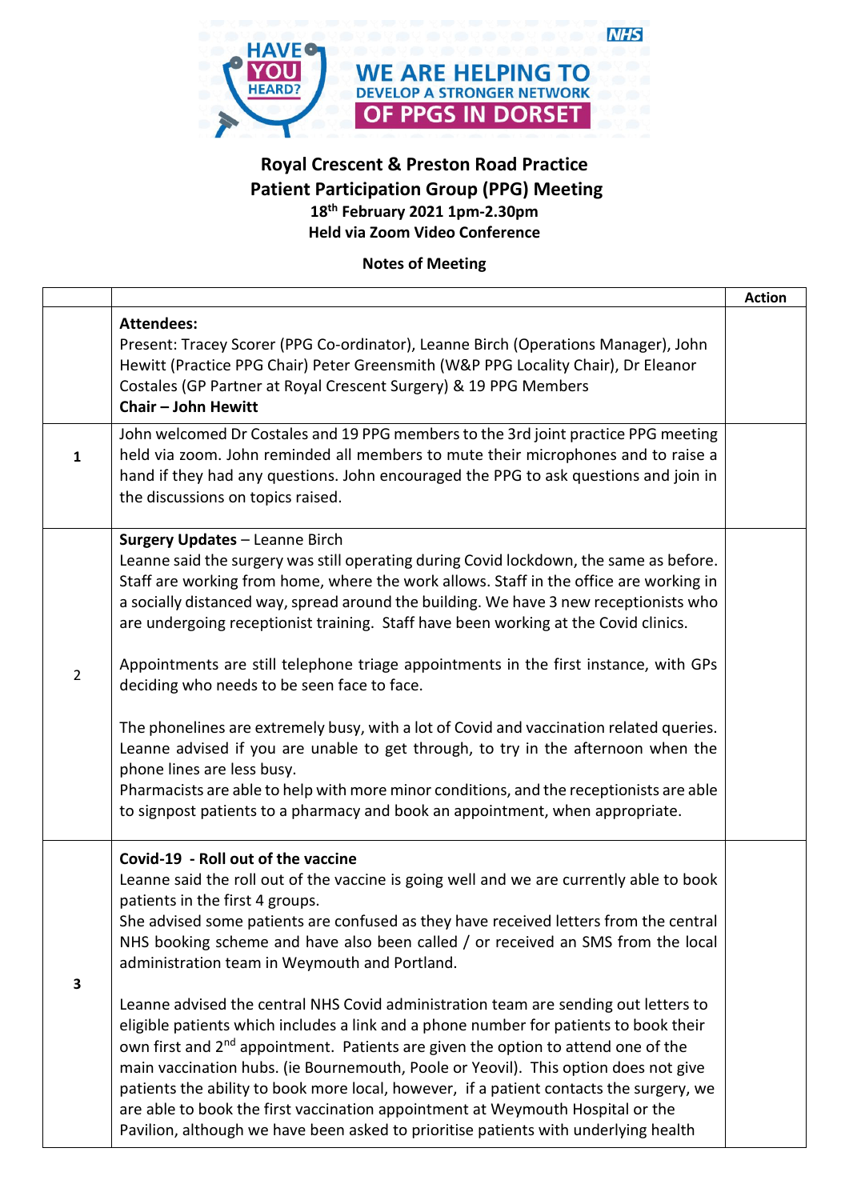HAVE YOU HEARD? WE ARE HELPING TO DEVELOP A STRONGER NETWORK OF PPGS IN DORSET

NHS

# Royal Crescent & Preston Road Practice
## Patient Participation Group (PPG) Meeting

**18th February 2021 1pm-2.30pm**

**Held via Zoom Video Conference**

**Notes of Meeting**

| | | Action |
|---|---|---|
| | **Attendees:**<br>Present: Tracey Scorer (PPG Co-ordinator), Leanne Birch (Operations Manager), John Hewitt (Practice PPG Chair) Peter Greensmith (W&P PPG Locality Chair), Dr Eleanor Costales (GP Partner at Royal Crescent Surgery) & 19 PPG Members<br>**Chair – John Hewitt** | |
| 1 | John welcomed Dr Costales and 19 PPG members to the 3rd joint practice PPG meeting held via zoom. John reminded all members to mute their microphones and to raise a hand if they had any questions. John encouraged the PPG to ask questions and join in the discussions on topics raised. | |
| 2 | **Surgery Updates** – Leanne Birch<br>Leanne said the surgery was still operating during Covid lockdown, the same as before. Staff are working from home, where the work allows. Staff in the office are working in a socially distanced way, spread around the building. We have 3 new receptionists who are undergoing receptionist training. Staff have been working at the Covid clinics.<br><br>Appointments are still telephone triage appointments in the first instance, with GPs deciding who needs to be seen face to face.<br><br>The phonelines are extremely busy, with a lot of Covid and vaccination related queries. Leanne advised if you are unable to get through, to try in the afternoon when the phone lines are less busy.<br>Pharmacists are able to help with more minor conditions, and the receptionists are able to signpost patients to a pharmacy and book an appointment, when appropriate. | |
| 3 | **Covid-19 - Roll out of the vaccine**<br>Leanne said the roll out of the vaccine is going well and we are currently able to book patients in the first 4 groups.<br>She advised some patients are confused as they have received letters from the central NHS booking scheme and have also been called / or received an SMS from the local administration team in Weymouth and Portland.<br><br>Leanne advised the central NHS Covid administration team are sending out letters to eligible patients which includes a link and a phone number for patients to book their own first and 2nd appointment. Patients are given the option to attend one of the main vaccination hubs. (ie Bournemouth, Poole or Yeovil). This option does not give patients the ability to book more local, however, if a patient contacts the surgery, we are able to book the first vaccination appointment at Weymouth Hospital or the Pavilion, although we have been asked to prioritise patients with underlying health | |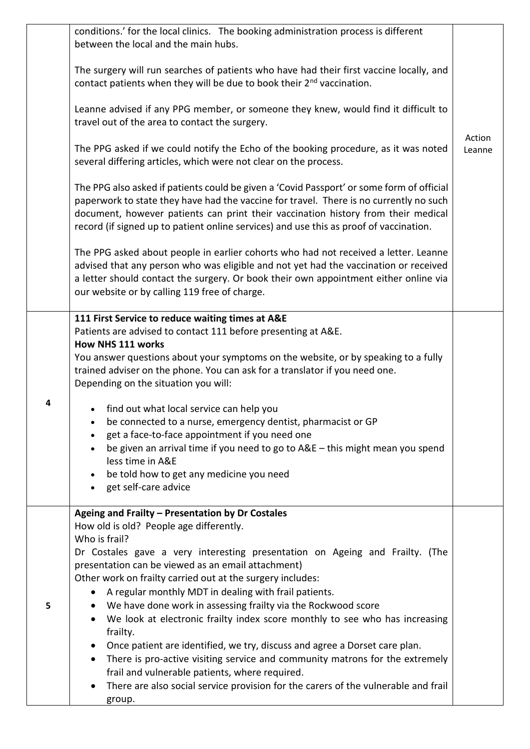| | | |
|---|---|---|
| | conditions.' for the local clinics. The booking administration process is different between the local and the main hubs.<br><br>The surgery will run searches of patients who have had their first vaccine locally, and contact patients when they will be due to book their 2nd vaccination.<br><br>Leanne advised if any PPG member, or someone they knew, would find it difficult to travel out of the area to contact the surgery.<br><br>The PPG asked if we could notify the Echo of the booking procedure, as it was noted several differing articles, which were not clear on the process.<br><br>The PPG also asked if patients could be given a 'Covid Passport' or some form of official paperwork to state they have had the vaccine for travel. There is no currently no such document, however patients can print their vaccination history from their medical record (if signed up to patient online services) and use this as proof of vaccination.<br><br>The PPG asked about people in earlier cohorts who had not received a letter. Leanne advised that any person who was eligible and not yet had the vaccination or received a letter should contact the surgery. Or book their own appointment either online via our website or by calling 119 free of charge. | Action Leanne |
| 4 | **111 First Service to reduce waiting times at A&E**<br>Patients are advised to contact 111 before presenting at A&E.<br>**How NHS 111 works**<br>You answer questions about your symptoms on the website, or by speaking to a fully trained adviser on the phone. You can ask for a translator if you need one.<br>Depending on the situation you will:<br><br>• find out what local service can help you<br>• be connected to a nurse, emergency dentist, pharmacist or GP<br>• get a face-to-face appointment if you need one<br>• be given an arrival time if you need to go to A&E – this might mean you spend less time in A&E<br>• be told how to get any medicine you need<br>• get self-care advice | |
| 5 | **Ageing and Frailty – Presentation by Dr Costales**<br>How old is old? People age differently.<br>Who is frail?<br>Dr Costales gave a very interesting presentation on Ageing and Frailty. (The presentation can be viewed as an email attachment)<br>Other work on frailty carried out at the surgery includes:<br>• A regular monthly MDT in dealing with frail patients.<br>• We have done work in assessing frailty via the Rockwood score<br>• We look at electronic frailty index score monthly to see who has increasing frailty.<br>• Once patient are identified, we try, discuss and agree a Dorset care plan.<br>• There is pro-active visiting service and community matrons for the extremely frail and vulnerable patients, where required.<br>• There are also social service provision for the carers of the vulnerable and frail group. | |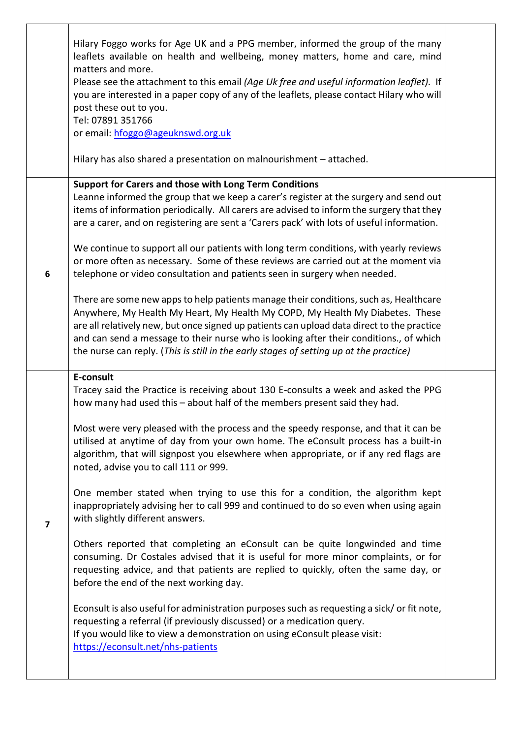| | | |
|---|---|---|
| | Hilary Foggo works for Age UK and a PPG member, informed the group of the many leaflets available on health and wellbeing, money matters, home and care, mind matters and more.<br>Please see the attachment to this email *(Age Uk free and useful information leaflet).* If you are interested in a paper copy of any of the leaflets, please contact Hilary who will post these out to you.<br>Tel: 07891 351766<br>or email: [hfoggo@ageuknswd.org.uk](mailto:hfoggo@ageuknswd.org.uk)<br><br>Hilary has also shared a presentation on malnourishment – attached. | |
| 6 | **Support for Carers and those with Long Term Conditions**<br>Leanne informed the group that we keep a carer's register at the surgery and send out items of information periodically. All carers are advised to inform the surgery that they are a carer, and on registering are sent a 'Carers pack' with lots of useful information.<br><br>We continue to support all our patients with long term conditions, with yearly reviews or more often as necessary. Some of these reviews are carried out at the moment via telephone or video consultation and patients seen in surgery when needed.<br><br>There are some new apps to help patients manage their conditions, such as, Healthcare Anywhere, My Health My Heart, My Health My COPD, My Health My Diabetes. These are all relatively new, but once signed up patients can upload data direct to the practice and can send a message to their nurse who is looking after their conditions., of which the nurse can reply. (*This is still in the early stages of setting up at the practice)* | |
| 7 | **E-consult**<br>Tracey said the Practice is receiving about 130 E-consults a week and asked the PPG how many had used this – about half of the members present said they had.<br><br>Most were very pleased with the process and the speedy response, and that it can be utilised at anytime of day from your own home. The eConsult process has a built-in algorithm, that will signpost you elsewhere when appropriate, or if any red flags are noted, advise you to call 111 or 999.<br><br>One member stated when trying to use this for a condition, the algorithm kept inappropriately advising her to call 999 and continued to do so even when using again with slightly different answers.<br><br>Others reported that completing an eConsult can be quite longwinded and time consuming. Dr Costales advised that it is useful for more minor complaints, or for requesting advice, and that patients are replied to quickly, often the same day, or before the end of the next working day.<br><br>Econsult is also useful for administration purposes such as requesting a sick/ or fit note, requesting a referral (if previously discussed) or a medication query.<br>If you would like to view a demonstration on using eConsult please visit:<br>[https://econsult.net/nhs-patients](https://econsult.net/nhs-patients) | |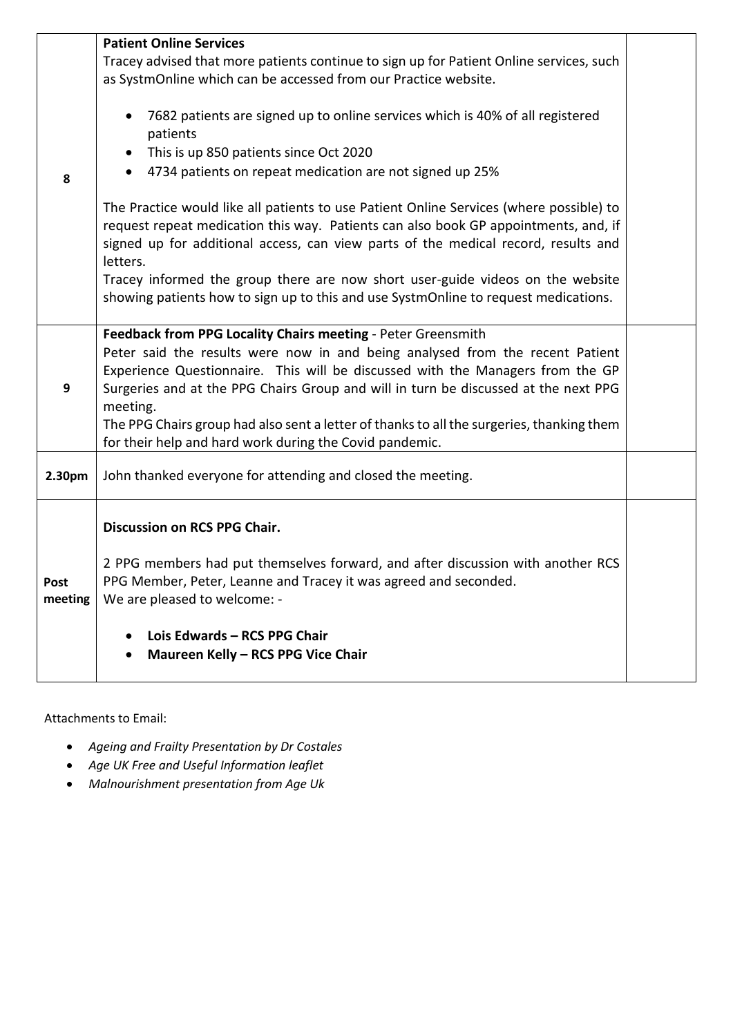| | | |
|---|---|---|
| 8 | **Patient Online Services**<br>Tracey advised that more patients continue to sign up for Patient Online services, such as SystmOnline which can be accessed from our Practice website.<br>• 7682 patients are signed up to online services which is 40% of all registered patients<br>• This is up 850 patients since Oct 2020<br>• 4734 patients on repeat medication are not signed up 25%<br>The Practice would like all patients to use Patient Online Services (where possible) to request repeat medication this way. Patients can also book GP appointments, and, if signed up for additional access, can view parts of the medical record, results and letters.<br>Tracey informed the group there are now short user-guide videos on the website showing patients how to sign up to this and use SystmOnline to request medications. | |
| 9 | **Feedback from PPG Locality Chairs meeting** - Peter Greensmith<br>Peter said the results were now in and being analysed from the recent Patient Experience Questionnaire. This will be discussed with the Managers from the GP Surgeries and at the PPG Chairs Group and will in turn be discussed at the next PPG meeting.<br>The PPG Chairs group had also sent a letter of thanks to all the surgeries, thanking them for their help and hard work during the Covid pandemic. | |
| **2.30pm** | John thanked everyone for attending and closed the meeting. | |
| **Post meeting** | **Discussion on RCS PPG Chair.**<br>2 PPG members had put themselves forward, and after discussion with another RCS PPG Member, Peter, Leanne and Tracey it was agreed and seconded.<br>We are pleased to welcome: -<br>• **Lois Edwards – RCS PPG Chair**<br>• **Maureen Kelly – RCS PPG Vice Chair** | |

Attachments to Email:

- *Ageing and Frailty Presentation by Dr Costales*
- *Age UK Free and Useful Information leaflet*
- *Malnourishment presentation from Age Uk*